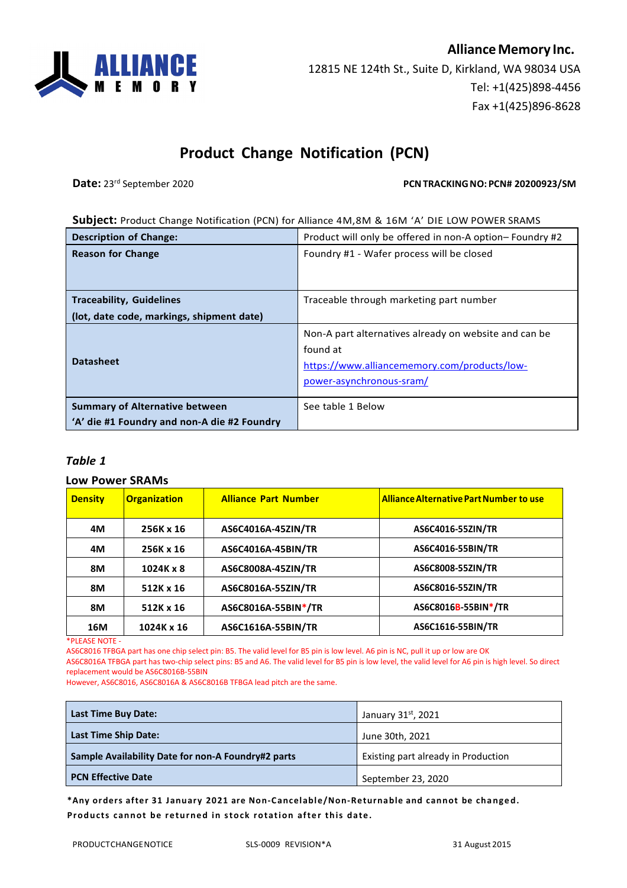**Alliance Memory Inc.**
12815 NE 124th St., Suite D, Kirkland, WA 98034 USA
Tel: +1(425)898-4456
Fax +1(425)896-8628

# Product Change Notification (PCN)

**Date:** 23rd September 2020

**PCN TRACKING NO: PCN# 20200923/SM**

**Subject:** Product Change Notification (PCN) for Alliance 4M,8M & 16M 'A' DIE LOW POWER SRAMS

| | |
|---|---|
| **Description of Change:** | Product will only be offered in non-A option– Foundry #2 |
| **Reason for Change** | Foundry #1 - Wafer process will be closed |
| **Traceability, Guidelines (lot, date code, markings, shipment date)** | Traceable through marketing part number |
| **Datasheet** | Non-A part alternatives already on website and can be found at https://www.alliancememory.com/products/low-power-asynchronous-sram/ |
| **Summary of Alternative between 'A' die #1 Foundry and non-A die #2 Foundry** | See table 1 Below |

### *Table 1*

### Low Power SRAMs

| Density | Organization | Alliance Part Number | Alliance Alternative Part Number to use |
|---|---|---|---|
| 4M | 256K x 16 | AS6C4016A-45ZIN/TR | AS6C4016-55ZIN/TR |
| 4M | 256K x 16 | AS6C4016A-45BIN/TR | AS6C4016-55BIN/TR |
| 8M | 1024K x 8 | AS6C8008A-45ZIN/TR | AS6C8008-55ZIN/TR |
| 8M | 512K x 16 | AS6C8016A-55ZIN/TR | AS6C8016-55ZIN/TR |
| 8M | 512K x 16 | AS6C8016A-55BIN*/TR | AS6C8016B-55BIN*/TR |
| 16M | 1024K x 16 | AS6C1616A-55BIN/TR | AS6C1616-55BIN/TR |

*PLEASE NOTE -
AS6C8016 TFBGA part has one chip select pin: B5. The valid level for B5 pin is low level. A6 pin is NC, pull it up or low are OK
AS6C8016A TFBGA part has two-chip select pins: B5 and A6. The valid level for B5 pin is low level, the valid level for A6 pin is high level. So direct replacement would be AS6C8016B-55BIN
However, AS6C8016, AS6C8016A & AS6C8016B TFBGA lead pitch are the same.

| | |
|---|---|
| **Last Time Buy Date:** | January 31st, 2021 |
| **Last Time Ship Date:** | June 30th, 2021 |
| **Sample Availability Date for non-A Foundry#2 parts** | Existing part already in Production |
| **PCN Effective Date** | September 23, 2020 |

**\*Any orders after 31 January 2021 are Non-Cancelable/Non-Returnable and cannot be changed. Products cannot be returned in stock rotation after this date.**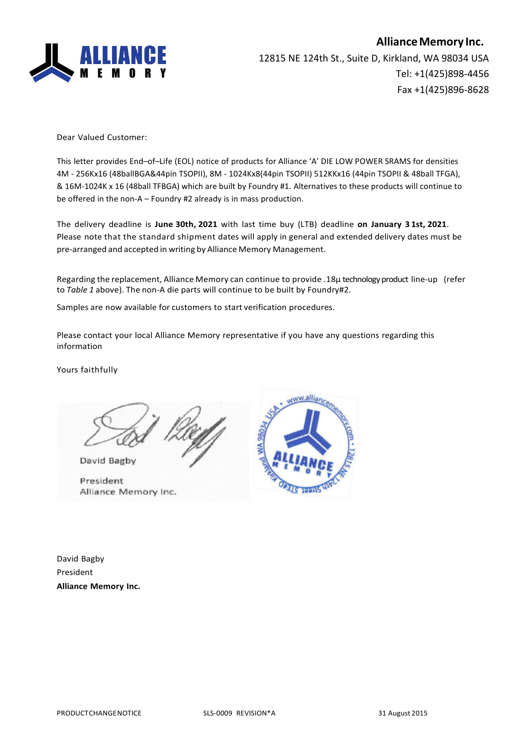**Alliance Memory Inc.**
12815 NE 124th St., Suite D, Kirkland, WA 98034 USA
Tel: +1(425)898-4456
Fax +1(425)896-8628

Dear Valued Customer:

This letter provides End–of–Life (EOL) notice of products for Alliance 'A' DIE LOW POWER SRAMS for densities 4M - 256Kx16 (48ballBGA&44pin TSOPII), 8M - 1024Kx8(44pin TSOPII) 512KKx16 (44pin TSOPII & 48ball TFGA), & 16M-1024K x 16 (48ball TFBGA) which are built by Foundry #1. Alternatives to these products will continue to be offered in the non-A – Foundry #2 already is in mass production.

The delivery deadline is **June 30th, 2021** with last time buy (LTB) deadline **on January 3 1st, 2021**. Please note that the standard shipment dates will apply in general and extended delivery dates must be pre-arranged and accepted in writing by Alliance Memory Management.

Regarding the replacement, Alliance Memory can continue to provide .18µ technology product line-up (refer to *Table 1* above). The non-A die parts will continue to be built by Foundry#2.

Samples are now available for customers to start verification procedures.

Please contact your local Alliance Memory representative if you have any questions regarding this information

Yours faithfully

David Bagby
President
Alliance Memory Inc.

David Bagby
President
**Alliance Memory Inc.**

PRODUCTCHANGENOTICE SLS-0009 REVISION*A 31 August 2015